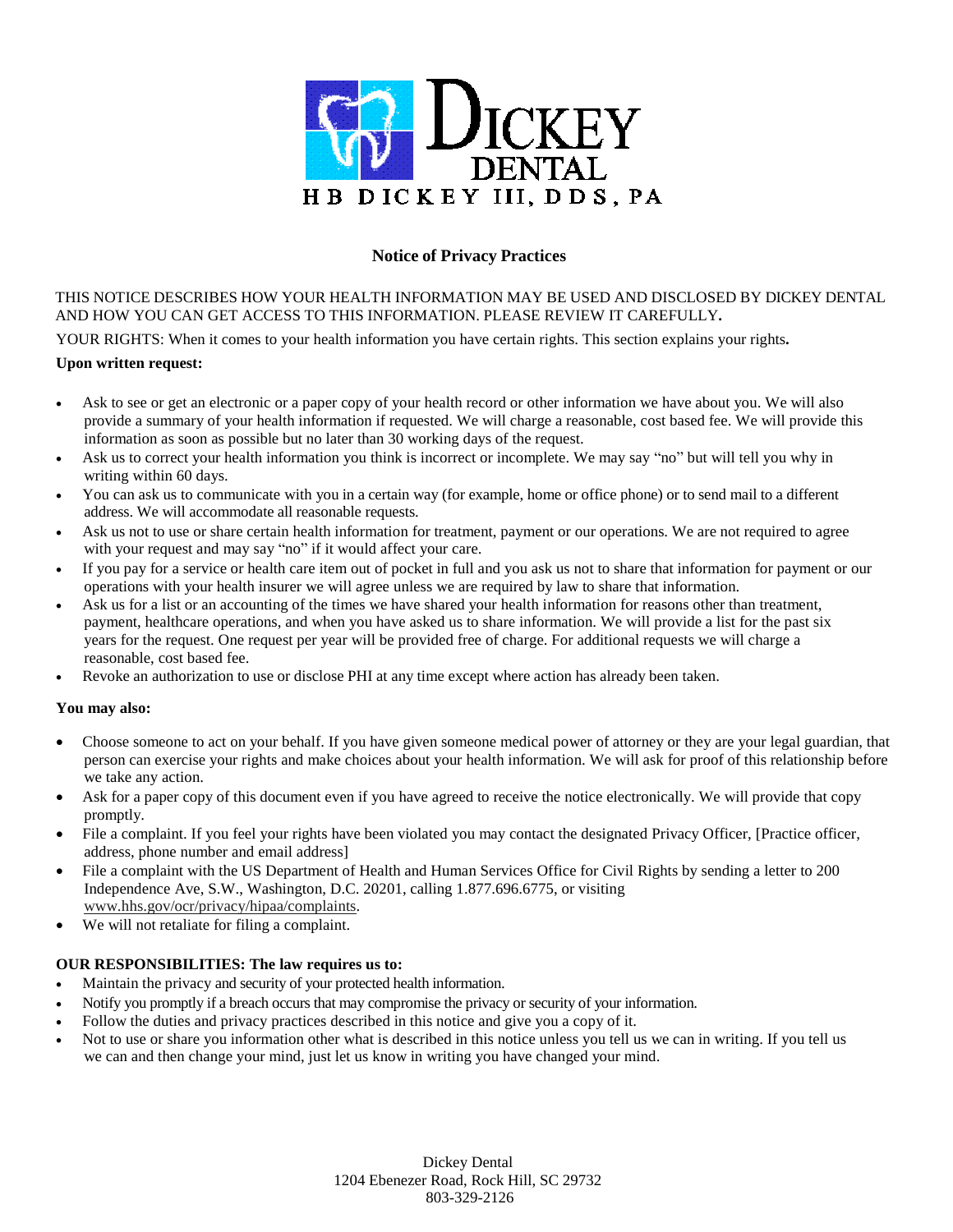**DICKEY DENTAL**

**HB DICKEY III, DDS, PA**

## Notice of Privacy Practices

THIS NOTICE DESCRIBES HOW YOUR HEALTH INFORMATION MAY BE USED AND DISCLOSED BY DICKEY DENTAL AND HOW YOU CAN GET ACCESS TO THIS INFORMATION. PLEASE REVIEW IT CAREFULLY**.**

YOUR RIGHTS: When it comes to your health information you have certain rights. This section explains your rights**.**

**Upon written request:**

- Ask to see or get an electronic or a paper copy of your health record or other information we have about you. We will also provide a summary of your health information if requested. We will charge a reasonable, cost based fee. We will provide this information as soon as possible but no later than 30 working days of the request.
- Ask us to correct your health information you think is incorrect or incomplete. We may say "no" but will tell you why in writing within 60 days.
- You can ask us to communicate with you in a certain way (for example, home or office phone) or to send mail to a different address. We will accommodate all reasonable requests.
- Ask us not to use or share certain health information for treatment, payment or our operations. We are not required to agree with your request and may say "no" if it would affect your care.
- If you pay for a service or health care item out of pocket in full and you ask us not to share that information for payment or our operations with your health insurer we will agree unless we are required by law to share that information.
- Ask us for a list or an accounting of the times we have shared your health information for reasons other than treatment, payment, healthcare operations, and when you have asked us to share information. We will provide a list for the past six years for the request. One request per year will be provided free of charge. For additional requests we will charge a reasonable, cost based fee.
- Revoke an authorization to use or disclose PHI at any time except where action has already been taken.

**You may also:**

- Choose someone to act on your behalf. If you have given someone medical power of attorney or they are your legal guardian, that person can exercise your rights and make choices about your health information. We will ask for proof of this relationship before we take any action.
- Ask for a paper copy of this document even if you have agreed to receive the notice electronically. We will provide that copy promptly.
- File a complaint. If you feel your rights have been violated you may contact the designated Privacy Officer, [Practice officer, address, phone number and email address]
- File a complaint with the US Department of Health and Human Services Office for Civil Rights by sending a letter to 200 Independence Ave, S.W., Washington, D.C. 20201, calling 1.877.696.6775, or visiting www.hhs.gov/ocr/privacy/hipaa/complaints.
- We will not retaliate for filing a complaint.

**OUR RESPONSIBILITIES: The law requires us to:**

- Maintain the privacy and security of your protected health information.
- Notify you promptly if a breach occurs that may compromise the privacy or security of your information.
- Follow the duties and privacy practices described in this notice and give you a copy of it.
- Not to use or share you information other what is described in this notice unless you tell us we can in writing. If you tell us we can and then change your mind, just let us know in writing you have changed your mind.

Dickey Dental
1204 Ebenezer Road, Rock Hill, SC 29732
803-329-2126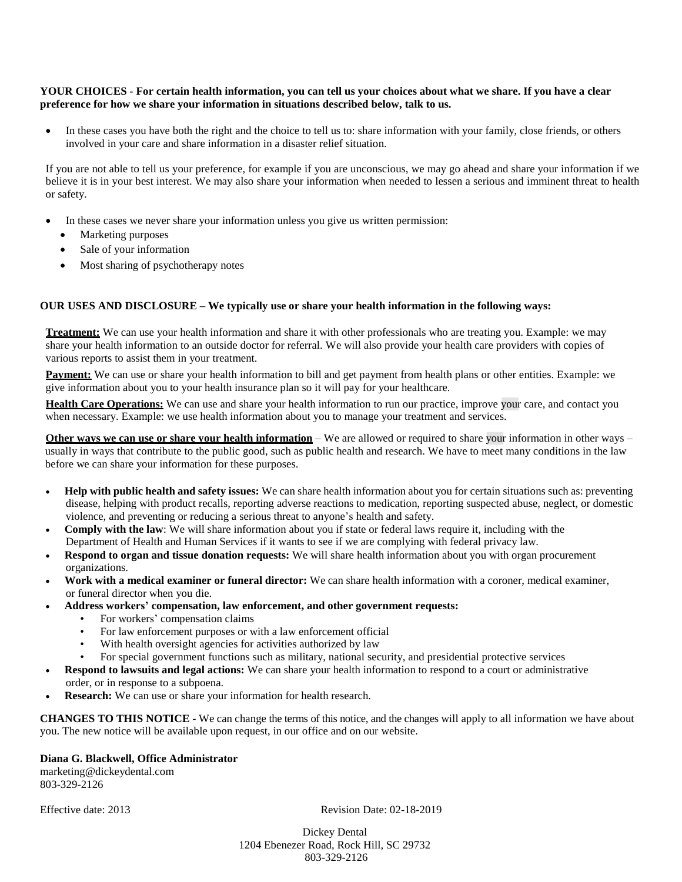**YOUR CHOICES - For certain health information, you can tell us your choices about what we share. If you have a clear preference for how we share your information in situations described below, talk to us.**

- In these cases you have both the right and the choice to tell us to: share information with your family, close friends, or others involved in your care and share information in a disaster relief situation.

If you are not able to tell us your preference, for example if you are unconscious, we may go ahead and share your information if we believe it is in your best interest. We may also share your information when needed to lessen a serious and imminent threat to health or safety.

- In these cases we never share your information unless you give us written permission:
  - Marketing purposes
  - Sale of your information
  - Most sharing of psychotherapy notes

**OUR USES AND DISCLOSURE – We typically use or share your health information in the following ways:**

**Treatment:** We can use your health information and share it with other professionals who are treating you. Example: we may share your health information to an outside doctor for referral. We will also provide your health care providers with copies of various reports to assist them in your treatment.

**Payment:** We can use or share your health information to bill and get payment from health plans or other entities. Example: we give information about you to your health insurance plan so it will pay for your healthcare.

**Health Care Operations:** We can use and share your health information to run our practice, improve your care, and contact you when necessary. Example: we use health information about you to manage your treatment and services.

**Other ways we can use or share your health information** – We are allowed or required to share your information in other ways – usually in ways that contribute to the public good, such as public health and research. We have to meet many conditions in the law before we can share your information for these purposes.

- **Help with public health and safety issues:** We can share health information about you for certain situations such as: preventing disease, helping with product recalls, reporting adverse reactions to medication, reporting suspected abuse, neglect, or domestic violence, and preventing or reducing a serious threat to anyone's health and safety.
- **Comply with the law**: We will share information about you if state or federal laws require it, including with the Department of Health and Human Services if it wants to see if we are complying with federal privacy law.
- **Respond to organ and tissue donation requests:** We will share health information about you with organ procurement organizations.
- **Work with a medical examiner or funeral director:** We can share health information with a coroner, medical examiner, or funeral director when you die.
- **Address workers' compensation, law enforcement, and other government requests:**
  - For workers' compensation claims
  - For law enforcement purposes or with a law enforcement official
  - With health oversight agencies for activities authorized by law
  - For special government functions such as military, national security, and presidential protective services
- **Respond to lawsuits and legal actions:** We can share your health information to respond to a court or administrative order, or in response to a subpoena.
- **Research:** We can use or share your information for health research.

**CHANGES TO THIS NOTICE -** We can change the terms of this notice, and the changes will apply to all information we have about you. The new notice will be available upon request, in our office and on our website.

**Diana G. Blackwell, Office Administrator**
marketing@dickeydental.com
803-329-2126

Effective date: 2013 Revision Date: 02-18-2019

Dickey Dental
1204 Ebenezer Road, Rock Hill, SC 29732
803-329-2126